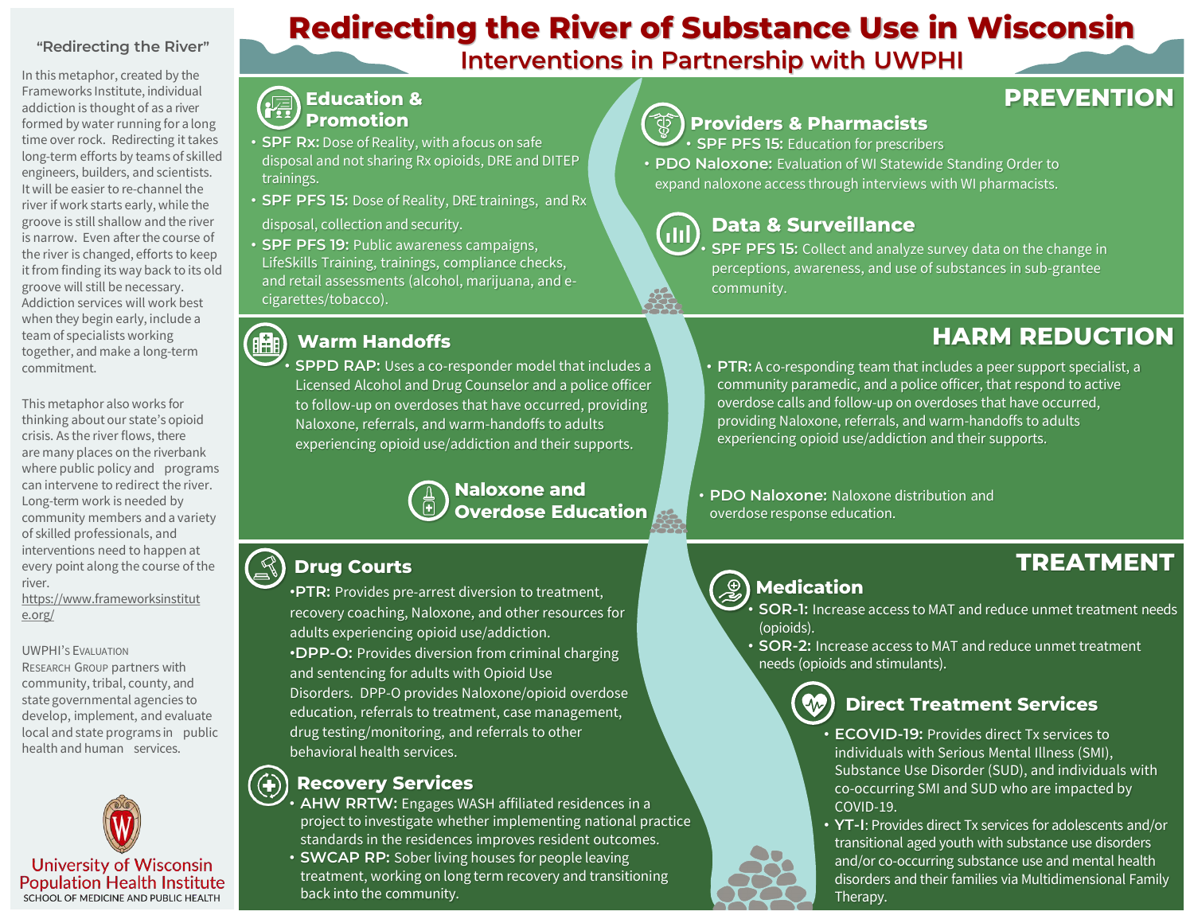# Redirecting the River of Substance Use in Wisconsin

## Interventions in Partnership with UWPHI

### "Redirecting the River"

In this metaphor, created by the Frameworks Institute, individual addiction is thought of as a river formed by water running for a long time over rock. Redirecting it takes long-term efforts by teams of skilled engineers, builders, and scientists. It will be easier to re-channel the river if work starts early, while the groove is still shallow and the river is narrow. Even after the course of the river is changed, efforts to keep it from finding its way back to its old groove will still be necessary. Addiction services will work best when they begin early, include a team of specialists working together, and make a long-term commitment.

This metaphor also works for thinking about our state's opioid crisis. As the river flows, there are many places on the riverbank where public policy and programs can intervene to redirect the river. Long-term work is needed by community members and a variety of skilled professionals, and interventions need to happen at every point along the course of the river.
https://www.frameworksinstitute.org/

UWPHI's Evaluation Research Group partners with community, tribal, county, and state governmental agencies to develop, implement, and evaluate local and state programs in public health and human services.

University of Wisconsin Population Health Institute
SCHOOL OF MEDICINE AND PUBLIC HEALTH

## PREVENTION

### Education & Promotion

- **SPF Rx:** Dose of Reality, with a focus on safe disposal and not sharing Rx opioids, DRE and DITEP trainings.
- **SPF PFS 15:** Dose of Reality, DRE trainings, and Rx disposal, collection and security.
- **SPF PFS 19:** Public awareness campaigns, LifeSkills Training, trainings, compliance checks, and retail assessments (alcohol, marijuana, and e-cigarettes/tobacco).

### Providers & Pharmacists

- **SPF PFS 15:** Education for prescribers
- **PDO Naloxone:** Evaluation of WI Statewide Standing Order to expand naloxone access through interviews with WI pharmacists.

### Data & Surveillance

- **SPF PFS 15:** Collect and analyze survey data on the change in perceptions, awareness, and use of substances in sub-grantee community.

## HARM REDUCTION

### Warm Handoffs

- **SPPD RAP:** Uses a co-responder model that includes a Licensed Alcohol and Drug Counselor and a police officer to follow-up on overdoses that have occurred, providing Naloxone, referrals, and warm-handoffs to adults experiencing opioid use/addiction and their supports.
- **PTR:** A co-responding team that includes a peer support specialist, a community paramedic, and a police officer, that respond to active overdose calls and follow-up on overdoses that have occurred, providing Naloxone, referrals, and warm-handoffs to adults experiencing opioid use/addiction and their supports.

### Naloxone and Overdose Education

- **PDO Naloxone:** Naloxone distribution and overdose response education.

## TREATMENT

### Drug Courts

- **PTR:** Provides pre-arrest diversion to treatment, recovery coaching, Naloxone, and other resources for adults experiencing opioid use/addiction.
- **DPP-O:** Provides diversion from criminal charging and sentencing for adults with Opioid Use Disorders. DPP-O provides Naloxone/opioid overdose education, referrals to treatment, case management, drug testing/monitoring, and referrals to other behavioral health services.

### Recovery Services

- **AHW RRTW:** Engages WASH affiliated residences in a project to investigate whether implementing national practice standards in the residences improves resident outcomes.
- **SWCAP RP:** Sober living houses for people leaving treatment, working on long term recovery and transitioning back into the community.

### Medication

- **SOR-1:** Increase access to MAT and reduce unmet treatment needs (opioids).
- **SOR-2:** Increase access to MAT and reduce unmet treatment needs (opioids and stimulants).

### Direct Treatment Services

- **ECOVID-19:** Provides direct Tx services to individuals with Serious Mental Illness (SMI), Substance Use Disorder (SUD), and individuals with co-occurring SMI and SUD who are impacted by COVID-19.
- **YT-I:** Provides direct Tx services for adolescents and/or transitional aged youth with substance use disorders and/or co-occurring substance use and mental health disorders and their families via Multidimensional Family Therapy.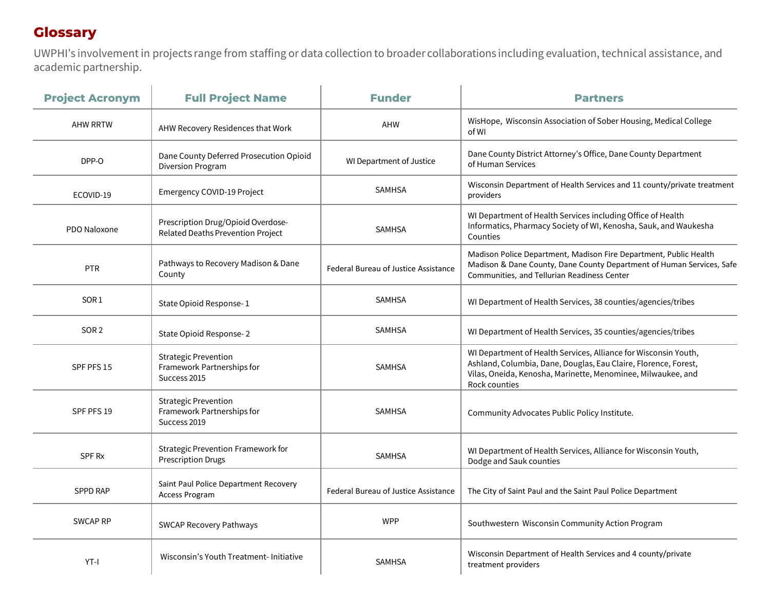## Glossary

UWPHI's involvement in projects range from staffing or data collection to broader collaborations including evaluation, technical assistance, and academic partnership.

| Project Acronym | Full Project Name | Funder | Partners |
|---|---|---|---|
| AHW RRTW | AHW Recovery Residences that Work | AHW | WisHope, Wisconsin Association of Sober Housing, Medical College of WI |
| DPP-O | Dane County Deferred Prosecution Opioid Diversion Program | WI Department of Justice | Dane County District Attorney's Office, Dane County Department of Human Services |
| ECOVID-19 | Emergency COVID-19 Project | SAMHSA | Wisconsin Department of Health Services and 11 county/private treatment providers |
| PDO Naloxone | Prescription Drug/Opioid Overdose-Related Deaths Prevention Project | SAMHSA | WI Department of Health Services including Office of Health Informatics, Pharmacy Society of WI, Kenosha, Sauk, and Waukesha Counties |
| PTR | Pathways to Recovery Madison & Dane County | Federal Bureau of Justice Assistance | Madison Police Department, Madison Fire Department, Public Health Madison & Dane County, Dane County Department of Human Services, Safe Communities, and Tellurian Readiness Center |
| SOR 1 | State Opioid Response- 1 | SAMHSA | WI Department of Health Services, 38 counties/agencies/tribes |
| SOR 2 | State Opioid Response- 2 | SAMHSA | WI Department of Health Services, 35 counties/agencies/tribes |
| SPF PFS 15 | Strategic Prevention Framework Partnerships for Success 2015 | SAMHSA | WI Department of Health Services, Alliance for Wisconsin Youth, Ashland, Columbia, Dane, Douglas, Eau Claire, Florence, Forest, Vilas, Oneida, Kenosha, Marinette, Menominee, Milwaukee, and Rock counties |
| SPF PFS 19 | Strategic Prevention Framework Partnerships for Success 2019 | SAMHSA | Community Advocates Public Policy Institute. |
| SPF Rx | Strategic Prevention Framework for Prescription Drugs | SAMHSA | WI Department of Health Services, Alliance for Wisconsin Youth, Dodge and Sauk counties |
| SPPD RAP | Saint Paul Police Department Recovery Access Program | Federal Bureau of Justice Assistance | The City of Saint Paul and the Saint Paul Police Department |
| SWCAP RP | SWCAP Recovery Pathways | WPP | Southwestern Wisconsin Community Action Program |
| YT-I | Wisconsin's Youth Treatment- Initiative | SAMHSA | Wisconsin Department of Health Services and 4 county/private treatment providers |